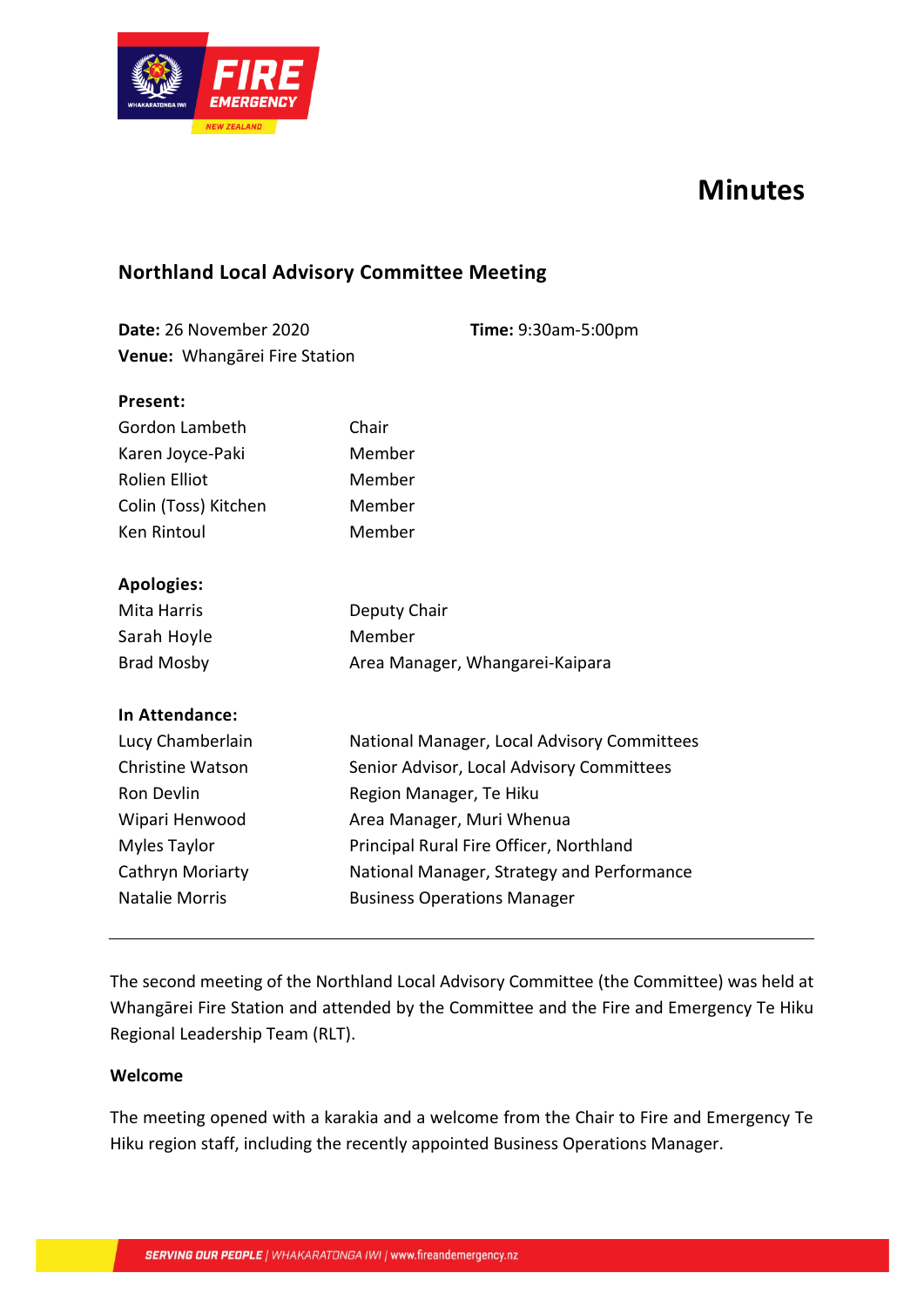# Minutes

## Northland Local Advisory Committee Meeting

**Date:** 26 November 2020 **Time:** 9:30am-5:00pm
**Venue:** Whangārei Fire Station

**Present:**

| | |
|---|---|
| Gordon Lambeth | Chair |
| Karen Joyce-Paki | Member |
| Rolien Elliot | Member |
| Colin (Toss) Kitchen | Member |
| Ken Rintoul | Member |

**Apologies:**

| | |
|---|---|
| Mita Harris | Deputy Chair |
| Sarah Hoyle | Member |
| Brad Mosby | Area Manager, Whangarei-Kaipara |

**In Attendance:**

| | |
|---|---|
| Lucy Chamberlain | National Manager, Local Advisory Committees |
| Christine Watson | Senior Advisor, Local Advisory Committees |
| Ron Devlin | Region Manager, Te Hiku |
| Wipari Henwood | Area Manager, Muri Whenua |
| Myles Taylor | Principal Rural Fire Officer, Northland |
| Cathryn Moriarty | National Manager, Strategy and Performance |
| Natalie Morris | Business Operations Manager |

---

The second meeting of the Northland Local Advisory Committee (the Committee) was held at Whangārei Fire Station and attended by the Committee and the Fire and Emergency Te Hiku Regional Leadership Team (RLT).

**Welcome**

The meeting opened with a karakia and a welcome from the Chair to Fire and Emergency Te Hiku region staff, including the recently appointed Business Operations Manager.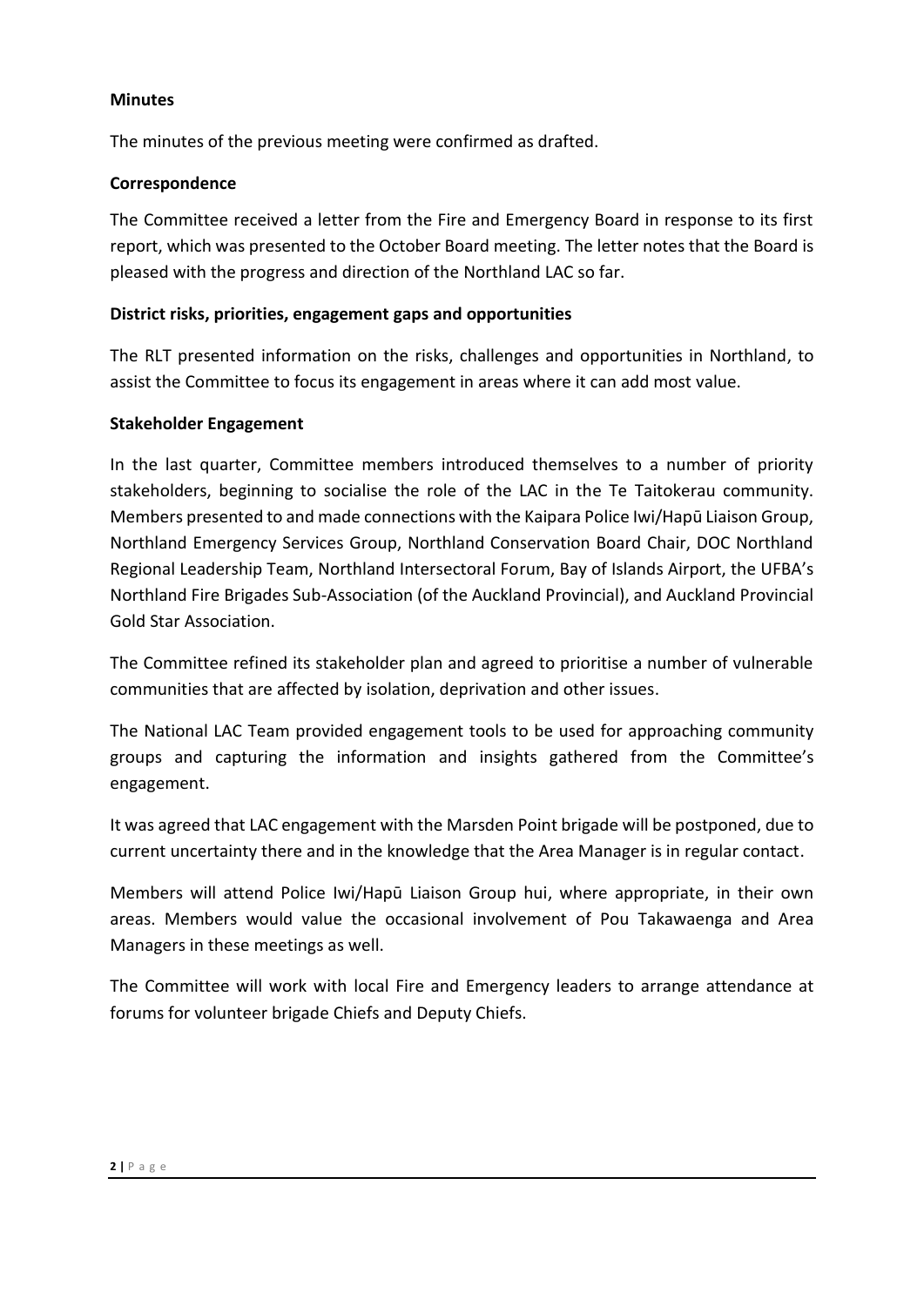**Minutes**

The minutes of the previous meeting were confirmed as drafted.

**Correspondence**

The Committee received a letter from the Fire and Emergency Board in response to its first report, which was presented to the October Board meeting. The letter notes that the Board is pleased with the progress and direction of the Northland LAC so far.

**District risks, priorities, engagement gaps and opportunities**

The RLT presented information on the risks, challenges and opportunities in Northland, to assist the Committee to focus its engagement in areas where it can add most value.

**Stakeholder Engagement**

In the last quarter, Committee members introduced themselves to a number of priority stakeholders, beginning to socialise the role of the LAC in the Te Taitokerau community. Members presented to and made connections with the Kaipara Police Iwi/Hapū Liaison Group, Northland Emergency Services Group, Northland Conservation Board Chair, DOC Northland Regional Leadership Team, Northland Intersectoral Forum, Bay of Islands Airport, the UFBA's Northland Fire Brigades Sub-Association (of the Auckland Provincial), and Auckland Provincial Gold Star Association.

The Committee refined its stakeholder plan and agreed to prioritise a number of vulnerable communities that are affected by isolation, deprivation and other issues.

The National LAC Team provided engagement tools to be used for approaching community groups and capturing the information and insights gathered from the Committee's engagement.

It was agreed that LAC engagement with the Marsden Point brigade will be postponed, due to current uncertainty there and in the knowledge that the Area Manager is in regular contact.

Members will attend Police Iwi/Hapū Liaison Group hui, where appropriate, in their own areas. Members would value the occasional involvement of Pou Takawaenga and Area Managers in these meetings as well.

The Committee will work with local Fire and Emergency leaders to arrange attendance at forums for volunteer brigade Chiefs and Deputy Chiefs.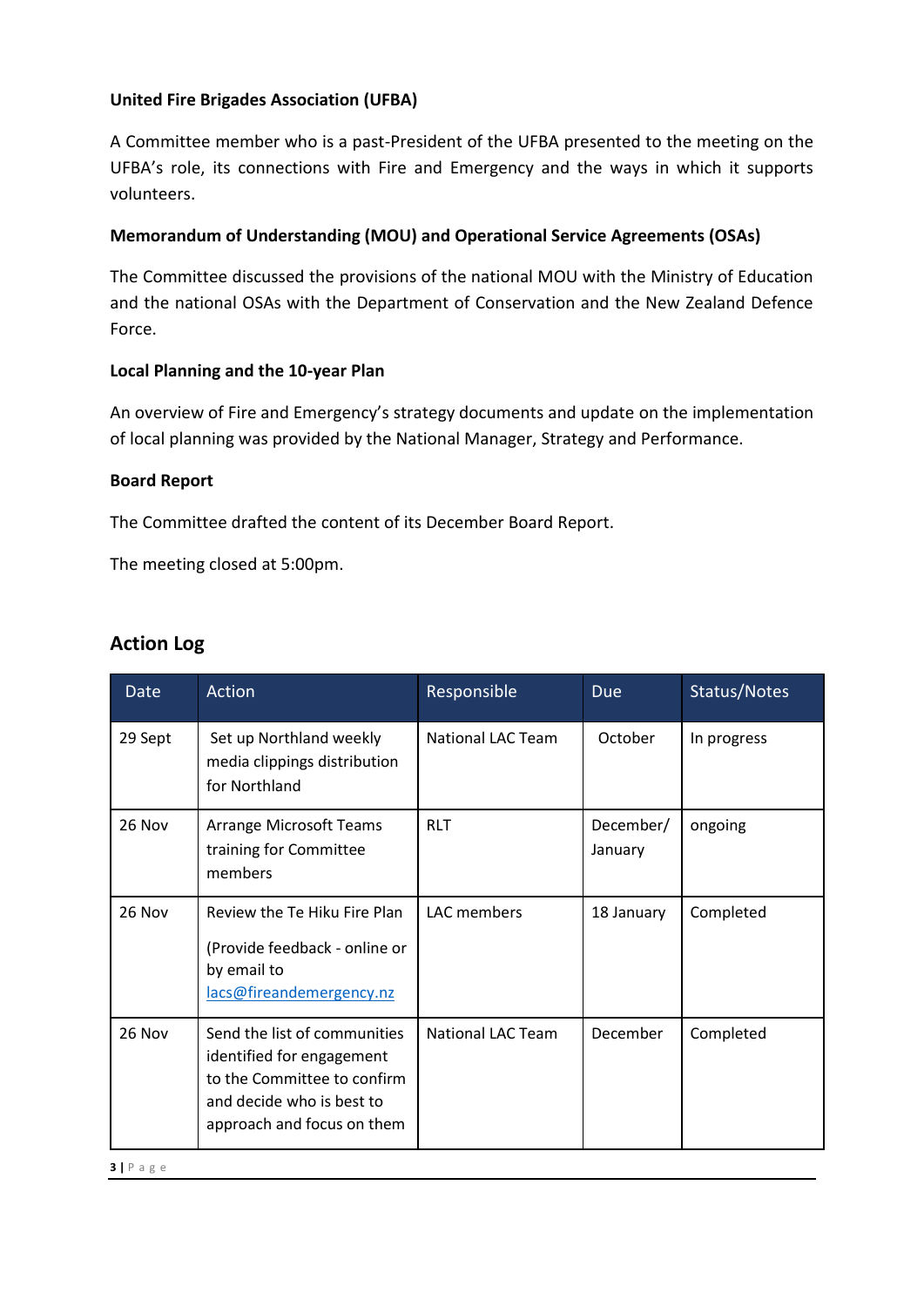**United Fire Brigades Association (UFBA)**

A Committee member who is a past-President of the UFBA presented to the meeting on the UFBA's role, its connections with Fire and Emergency and the ways in which it supports volunteers.

**Memorandum of Understanding (MOU) and Operational Service Agreements (OSAs)**

The Committee discussed the provisions of the national MOU with the Ministry of Education and the national OSAs with the Department of Conservation and the New Zealand Defence Force.

**Local Planning and the 10-year Plan**

An overview of Fire and Emergency's strategy documents and update on the implementation of local planning was provided by the National Manager, Strategy and Performance.

**Board Report**

The Committee drafted the content of its December Board Report.

The meeting closed at 5:00pm.

## Action Log

| Date | Action | Responsible | Due | Status/Notes |
|---|---|---|---|---|
| 29 Sept | Set up Northland weekly media clippings distribution for Northland | National LAC Team | October | In progress |
| 26 Nov | Arrange Microsoft Teams training for Committee members | RLT | December/ January | ongoing |
| 26 Nov | Review the Te Hiku Fire Plan (Provide feedback - online or by email to lacs@fireandemergency.nz | LAC members | 18 January | Completed |
| 26 Nov | Send the list of communities identified for engagement to the Committee to confirm and decide who is best to approach and focus on them | National LAC Team | December | Completed |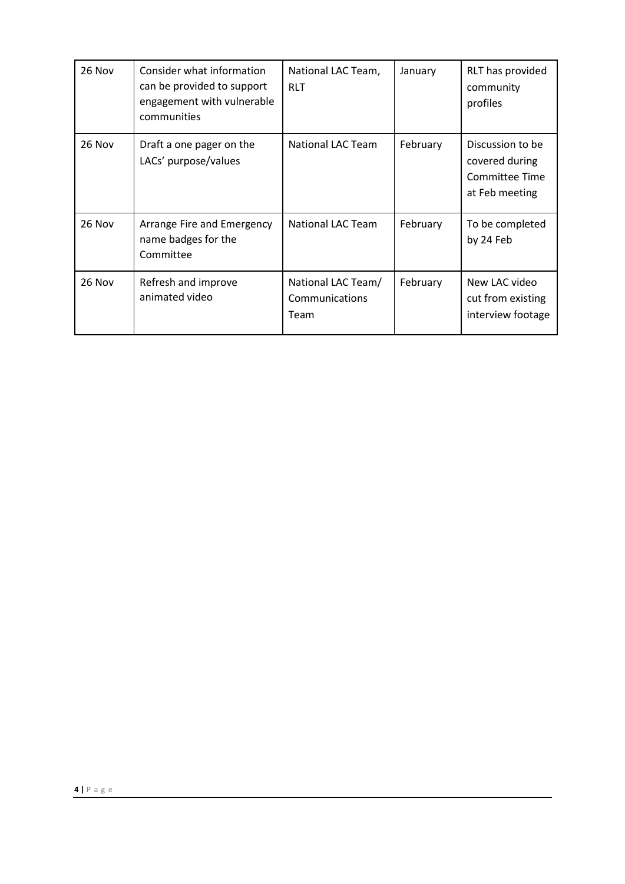| | | | | |
|---|---|---|---|---|
| 26 Nov | Consider what information can be provided to support engagement with vulnerable communities | National LAC Team, RLT | January | RLT has provided community profiles |
| 26 Nov | Draft a one pager on the LACs' purpose/values | National LAC Team | February | Discussion to be covered during Committee Time at Feb meeting |
| 26 Nov | Arrange Fire and Emergency name badges for the Committee | National LAC Team | February | To be completed by 24 Feb |
| 26 Nov | Refresh and improve animated video | National LAC Team/ Communications Team | February | New LAC video cut from existing interview footage |